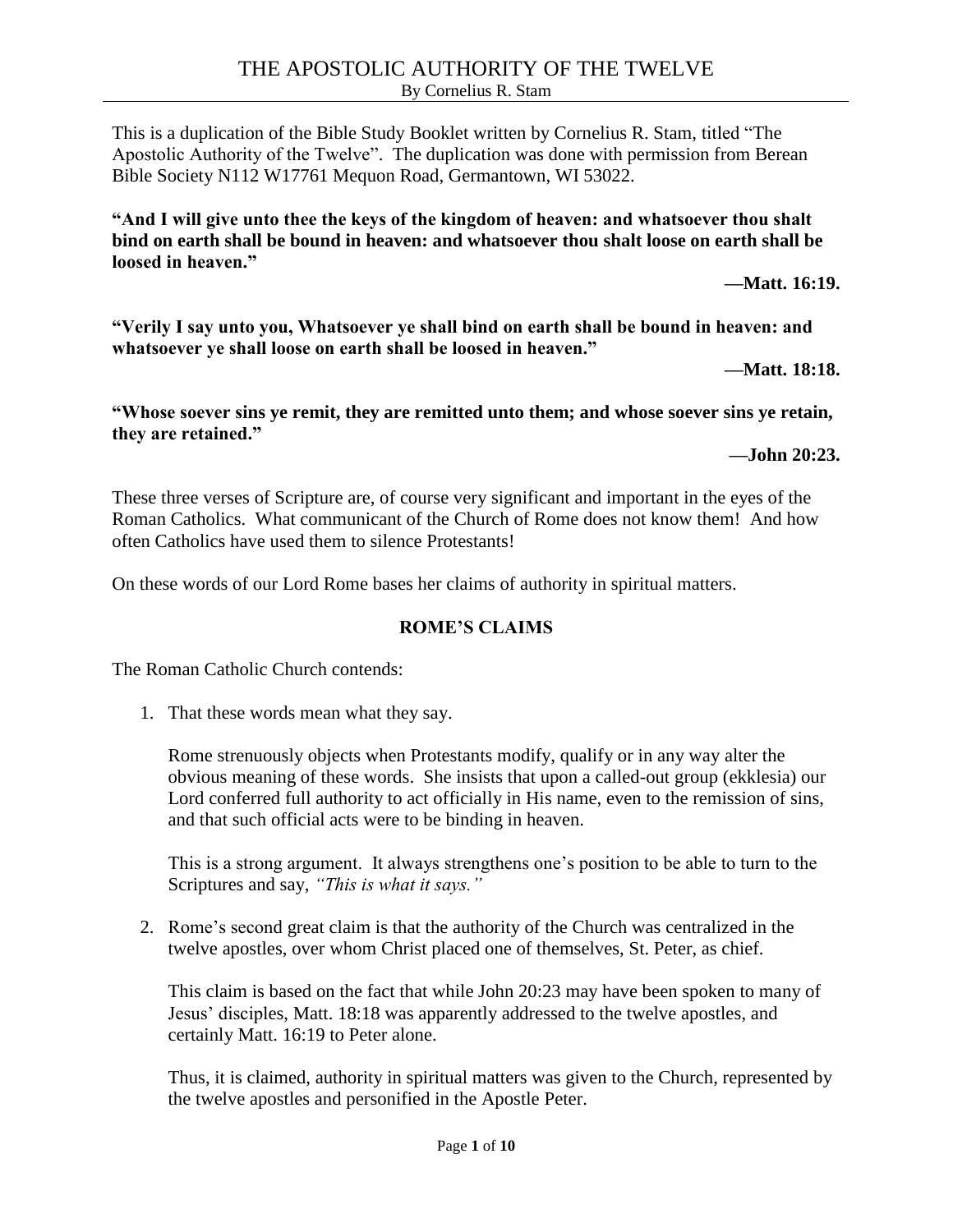# THE APOSTOLIC AUTHORITY OF THE TWELVE

By Cornelius R. Stam

This is a duplication of the Bible Study Booklet written by Cornelius R. Stam, titled "The Apostolic Authority of the Twelve". The duplication was done with permission from Berean Bible Society N112 W17761 Mequon Road, Germantown, WI 53022.

**"And I will give unto thee the keys of the kingdom of heaven: and whatsoever thou shalt bind on earth shall be bound in heaven: and whatsoever thou shalt loose on earth shall be loosed in heaven."**

**—Matt. 16:19.**

**"Verily I say unto you, Whatsoever ye shall bind on earth shall be bound in heaven: and whatsoever ye shall loose on earth shall be loosed in heaven."**

**—Matt. 18:18.**

**"Whose soever sins ye remit, they are remitted unto them; and whose soever sins ye retain, they are retained."**

**—John 20:23.**

These three verses of Scripture are, of course very significant and important in the eyes of the Roman Catholics. What communicant of the Church of Rome does not know them! And how often Catholics have used them to silence Protestants!

On these words of our Lord Rome bases her claims of authority in spiritual matters.

## ROME'S CLAIMS

The Roman Catholic Church contends:

1. That these words mean what they say.

   Rome strenuously objects when Protestants modify, qualify or in any way alter the obvious meaning of these words. She insists that upon a called-out group (ekklesia) our Lord conferred full authority to act officially in His name, even to the remission of sins, and that such official acts were to be binding in heaven.

   This is a strong argument. It always strengthens one's position to be able to turn to the Scriptures and say, *"This is what it says."*

2. Rome's second great claim is that the authority of the Church was centralized in the twelve apostles, over whom Christ placed one of themselves, St. Peter, as chief.

   This claim is based on the fact that while John 20:23 may have been spoken to many of Jesus' disciples, Matt. 18:18 was apparently addressed to the twelve apostles, and certainly Matt. 16:19 to Peter alone.

   Thus, it is claimed, authority in spiritual matters was given to the Church, represented by the twelve apostles and personified in the Apostle Peter.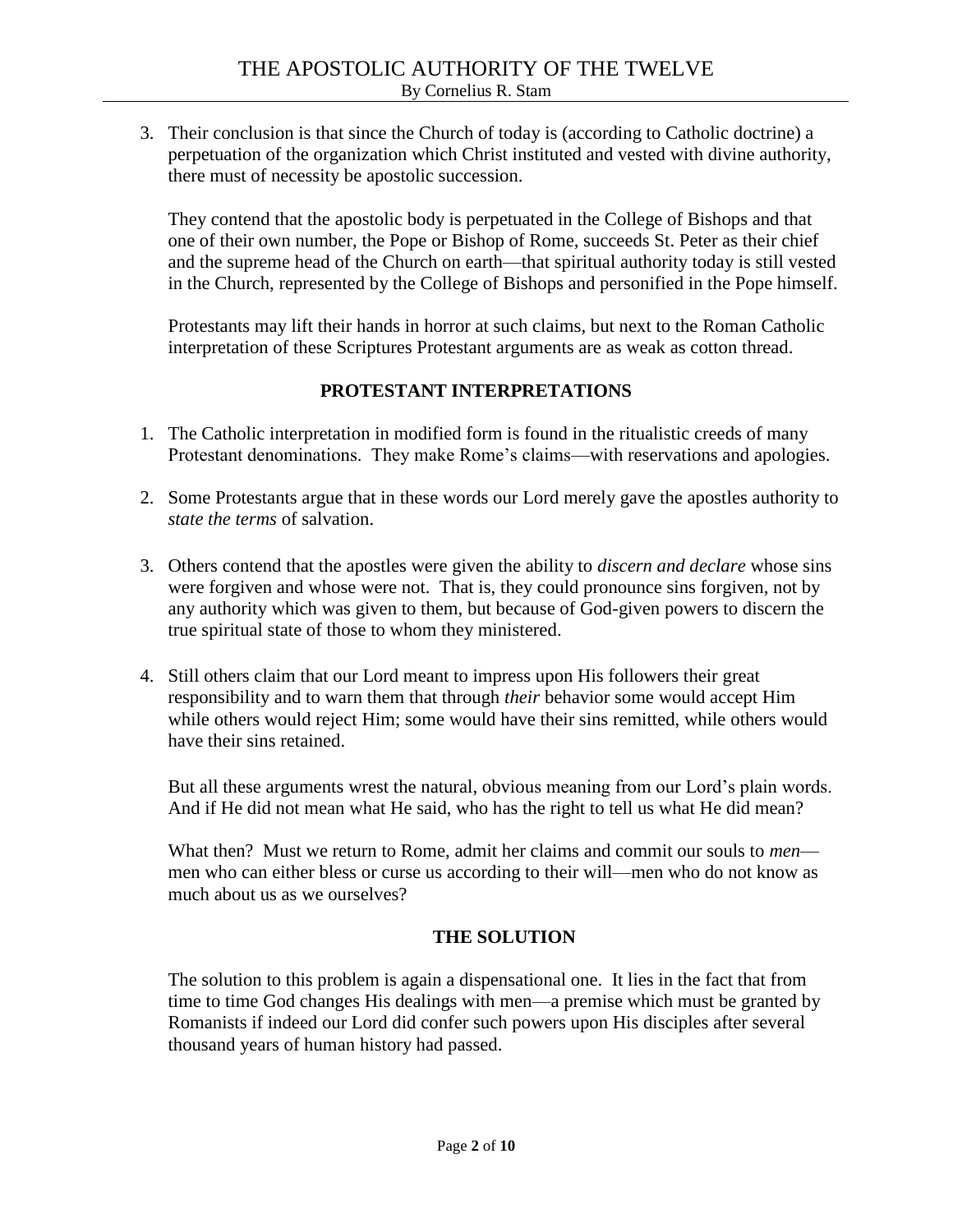3. Their conclusion is that since the Church of today is (according to Catholic doctrine) a perpetuation of the organization which Christ instituted and vested with divine authority, there must of necessity be apostolic succession.

   They contend that the apostolic body is perpetuated in the College of Bishops and that one of their own number, the Pope or Bishop of Rome, succeeds St. Peter as their chief and the supreme head of the Church on earth—that spiritual authority today is still vested in the Church, represented by the College of Bishops and personified in the Pope himself.

   Protestants may lift their hands in horror at such claims, but next to the Roman Catholic interpretation of these Scriptures Protestant arguments are as weak as cotton thread.

## PROTESTANT INTERPRETATIONS

1. The Catholic interpretation in modified form is found in the ritualistic creeds of many Protestant denominations. They make Rome's claims—with reservations and apologies.

2. Some Protestants argue that in these words our Lord merely gave the apostles authority to *state the terms* of salvation.

3. Others contend that the apostles were given the ability to *discern and declare* whose sins were forgiven and whose were not. That is, they could pronounce sins forgiven, not by any authority which was given to them, but because of God-given powers to discern the true spiritual state of those to whom they ministered.

4. Still others claim that our Lord meant to impress upon His followers their great responsibility and to warn them that through *their* behavior some would accept Him while others would reject Him; some would have their sins remitted, while others would have their sins retained.

   But all these arguments wrest the natural, obvious meaning from our Lord's plain words. And if He did not mean what He said, who has the right to tell us what He did mean?

   What then? Must we return to Rome, admit her claims and commit our souls to *men*—men who can either bless or curse us according to their will—men who do not know as much about us as we ourselves?

## THE SOLUTION

The solution to this problem is again a dispensational one. It lies in the fact that from time to time God changes His dealings with men—a premise which must be granted by Romanists if indeed our Lord did confer such powers upon His disciples after several thousand years of human history had passed.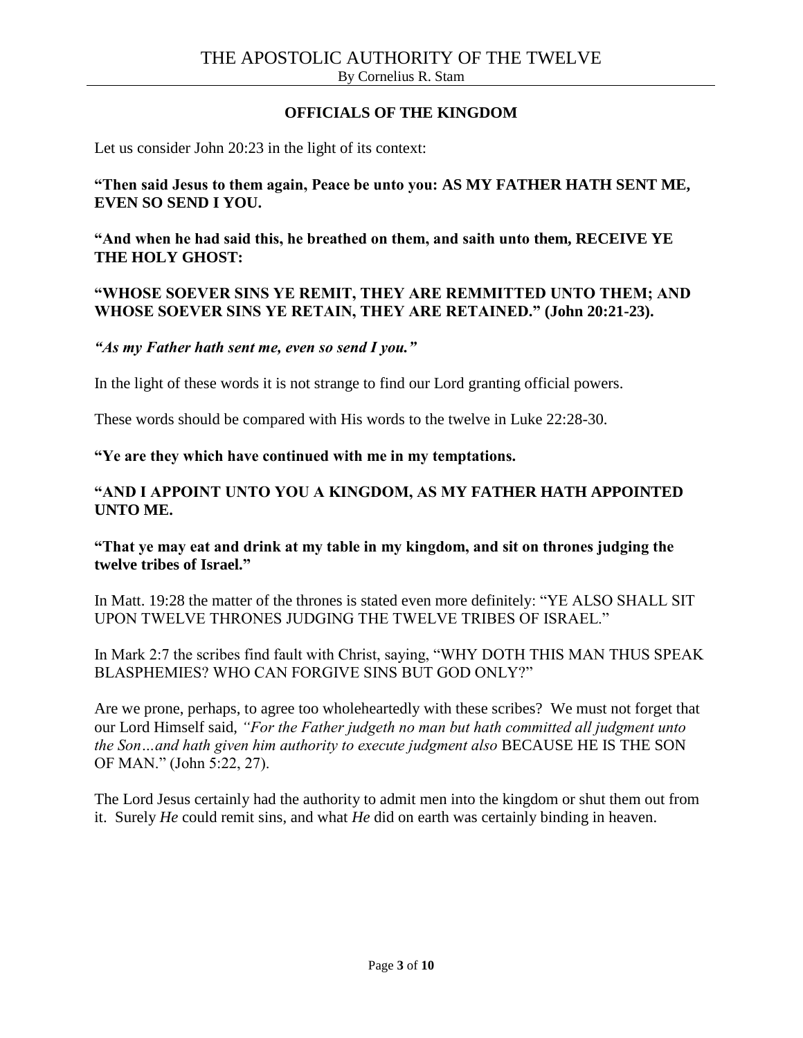## OFFICIALS OF THE KINGDOM

Let us consider John 20:23 in the light of its context:

**"Then said Jesus to them again, Peace be unto you: AS MY FATHER HATH SENT ME, EVEN SO SEND I YOU.**

**"And when he had said this, he breathed on them, and saith unto them, RECEIVE YE THE HOLY GHOST:**

**"WHOSE SOEVER SINS YE REMIT, THEY ARE REMMITTED UNTO THEM; AND WHOSE SOEVER SINS YE RETAIN, THEY ARE RETAINED." (John 20:21-23).**

***"As my Father hath sent me, even so send I you."***

In the light of these words it is not strange to find our Lord granting official powers.

These words should be compared with His words to the twelve in Luke 22:28-30.

**"Ye are they which have continued with me in my temptations.**

**"AND I APPOINT UNTO YOU A KINGDOM, AS MY FATHER HATH APPOINTED UNTO ME.**

**"That ye may eat and drink at my table in my kingdom, and sit on thrones judging the twelve tribes of Israel."**

In Matt. 19:28 the matter of the thrones is stated even more definitely: "YE ALSO SHALL SIT UPON TWELVE THRONES JUDGING THE TWELVE TRIBES OF ISRAEL."

In Mark 2:7 the scribes find fault with Christ, saying, "WHY DOTH THIS MAN THUS SPEAK BLASPHEMIES? WHO CAN FORGIVE SINS BUT GOD ONLY?"

Are we prone, perhaps, to agree too wholeheartedly with these scribes? We must not forget that our Lord Himself said, *"For the Father judgeth no man but hath committed all judgment unto the Son…and hath given him authority to execute judgment also* BECAUSE HE IS THE SON OF MAN." (John 5:22, 27).

The Lord Jesus certainly had the authority to admit men into the kingdom or shut them out from it. Surely *He* could remit sins, and what *He* did on earth was certainly binding in heaven.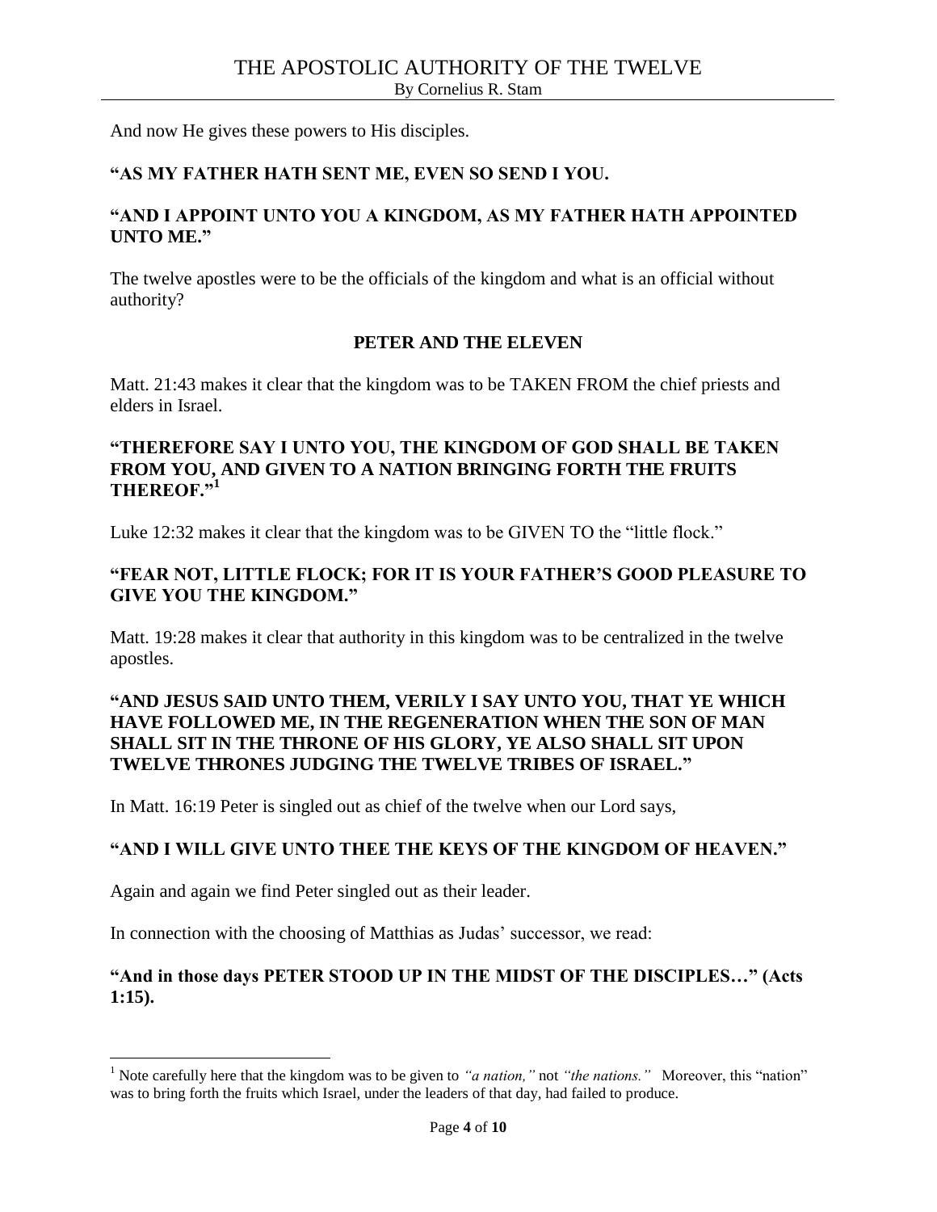And now He gives these powers to His disciples.

**"AS MY FATHER HATH SENT ME, EVEN SO SEND I YOU.**

**"AND I APPOINT UNTO YOU A KINGDOM, AS MY FATHER HATH APPOINTED UNTO ME."**

The twelve apostles were to be the officials of the kingdom and what is an official without authority?

## PETER AND THE ELEVEN

Matt. 21:43 makes it clear that the kingdom was to be TAKEN FROM the chief priests and elders in Israel.

**"THEREFORE SAY I UNTO YOU, THE KINGDOM OF GOD SHALL BE TAKEN FROM YOU, AND GIVEN TO A NATION BRINGING FORTH THE FRUITS THEREOF."**[1]

Luke 12:32 makes it clear that the kingdom was to be GIVEN TO the "little flock."

**"FEAR NOT, LITTLE FLOCK; FOR IT IS YOUR FATHER'S GOOD PLEASURE TO GIVE YOU THE KINGDOM."**

Matt. 19:28 makes it clear that authority in this kingdom was to be centralized in the twelve apostles.

**"AND JESUS SAID UNTO THEM, VERILY I SAY UNTO YOU, THAT YE WHICH HAVE FOLLOWED ME, IN THE REGENERATION WHEN THE SON OF MAN SHALL SIT IN THE THRONE OF HIS GLORY, YE ALSO SHALL SIT UPON TWELVE THRONES JUDGING THE TWELVE TRIBES OF ISRAEL."**

In Matt. 16:19 Peter is singled out as chief of the twelve when our Lord says,

**"AND I WILL GIVE UNTO THEE THE KEYS OF THE KINGDOM OF HEAVEN."**

Again and again we find Peter singled out as their leader.

In connection with the choosing of Matthias as Judas' successor, we read:

**"And in those days PETER STOOD UP IN THE MIDST OF THE DISCIPLES…" (Acts 1:15).**

---

[1] Note carefully here that the kingdom was to be given to *"a nation,"* not *"the nations."* Moreover, this "nation" was to bring forth the fruits which Israel, under the leaders of that day, had failed to produce.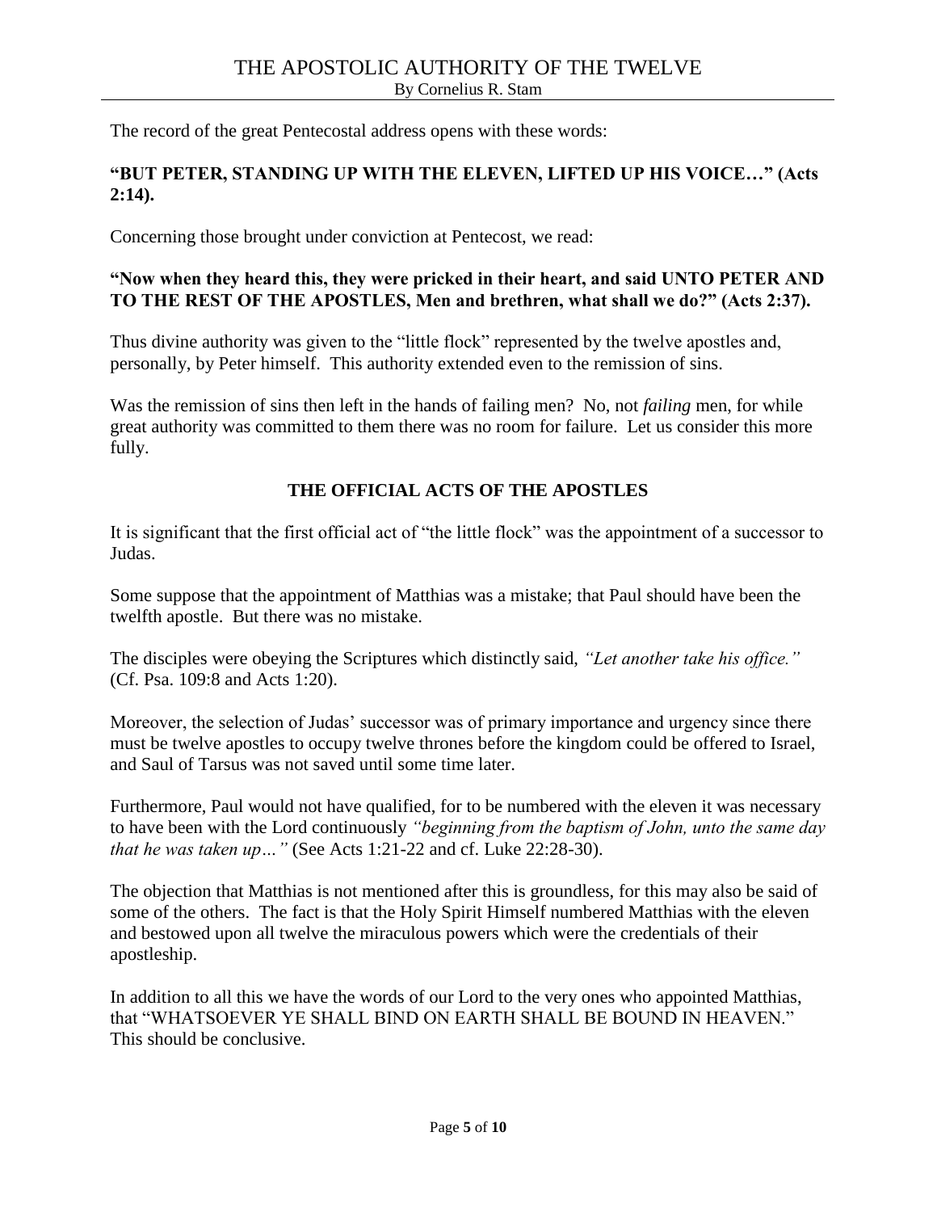The record of the great Pentecostal address opens with these words:

**"BUT PETER, STANDING UP WITH THE ELEVEN, LIFTED UP HIS VOICE…" (Acts 2:14).**

Concerning those brought under conviction at Pentecost, we read:

**"Now when they heard this, they were pricked in their heart, and said UNTO PETER AND TO THE REST OF THE APOSTLES, Men and brethren, what shall we do?" (Acts 2:37).**

Thus divine authority was given to the "little flock" represented by the twelve apostles and, personally, by Peter himself. This authority extended even to the remission of sins.

Was the remission of sins then left in the hands of failing men? No, not *failing* men, for while great authority was committed to them there was no room for failure. Let us consider this more fully.

## THE OFFICIAL ACTS OF THE APOSTLES

It is significant that the first official act of "the little flock" was the appointment of a successor to Judas.

Some suppose that the appointment of Matthias was a mistake; that Paul should have been the twelfth apostle. But there was no mistake.

The disciples were obeying the Scriptures which distinctly said, *"Let another take his office."* (Cf. Psa. 109:8 and Acts 1:20).

Moreover, the selection of Judas' successor was of primary importance and urgency since there must be twelve apostles to occupy twelve thrones before the kingdom could be offered to Israel, and Saul of Tarsus was not saved until some time later.

Furthermore, Paul would not have qualified, for to be numbered with the eleven it was necessary to have been with the Lord continuously *"beginning from the baptism of John, unto the same day that he was taken up…"* (See Acts 1:21-22 and cf. Luke 22:28-30).

The objection that Matthias is not mentioned after this is groundless, for this may also be said of some of the others. The fact is that the Holy Spirit Himself numbered Matthias with the eleven and bestowed upon all twelve the miraculous powers which were the credentials of their apostleship.

In addition to all this we have the words of our Lord to the very ones who appointed Matthias, that "WHATSOEVER YE SHALL BIND ON EARTH SHALL BE BOUND IN HEAVEN." This should be conclusive.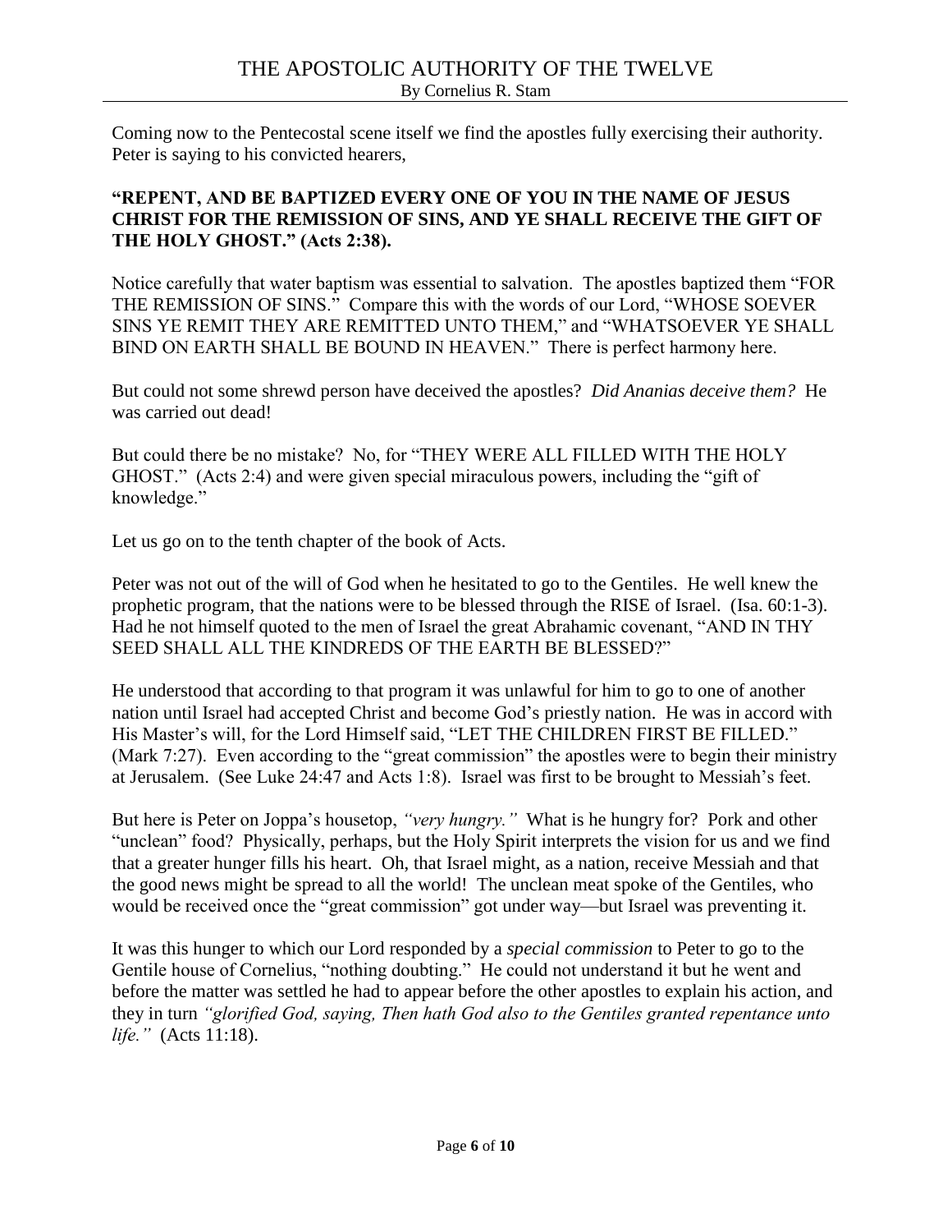Coming now to the Pentecostal scene itself we find the apostles fully exercising their authority. Peter is saying to his convicted hearers,

**"REPENT, AND BE BAPTIZED EVERY ONE OF YOU IN THE NAME OF JESUS CHRIST FOR THE REMISSION OF SINS, AND YE SHALL RECEIVE THE GIFT OF THE HOLY GHOST." (Acts 2:38).**

Notice carefully that water baptism was essential to salvation. The apostles baptized them "FOR THE REMISSION OF SINS." Compare this with the words of our Lord, "WHOSE SOEVER SINS YE REMIT THEY ARE REMITTED UNTO THEM," and "WHATSOEVER YE SHALL BIND ON EARTH SHALL BE BOUND IN HEAVEN." There is perfect harmony here.

But could not some shrewd person have deceived the apostles? *Did Ananias deceive them?* He was carried out dead!

But could there be no mistake? No, for "THEY WERE ALL FILLED WITH THE HOLY GHOST." (Acts 2:4) and were given special miraculous powers, including the "gift of knowledge."

Let us go on to the tenth chapter of the book of Acts.

Peter was not out of the will of God when he hesitated to go to the Gentiles. He well knew the prophetic program, that the nations were to be blessed through the RISE of Israel. (Isa. 60:1-3). Had he not himself quoted to the men of Israel the great Abrahamic covenant, "AND IN THY SEED SHALL ALL THE KINDREDS OF THE EARTH BE BLESSED?"

He understood that according to that program it was unlawful for him to go to one of another nation until Israel had accepted Christ and become God's priestly nation. He was in accord with His Master's will, for the Lord Himself said, "LET THE CHILDREN FIRST BE FILLED." (Mark 7:27). Even according to the "great commission" the apostles were to begin their ministry at Jerusalem. (See Luke 24:47 and Acts 1:8). Israel was first to be brought to Messiah's feet.

But here is Peter on Joppa's housetop, *"very hungry."* What is he hungry for? Pork and other "unclean" food? Physically, perhaps, but the Holy Spirit interprets the vision for us and we find that a greater hunger fills his heart. Oh, that Israel might, as a nation, receive Messiah and that the good news might be spread to all the world! The unclean meat spoke of the Gentiles, who would be received once the "great commission" got under way—but Israel was preventing it.

It was this hunger to which our Lord responded by a *special commission* to Peter to go to the Gentile house of Cornelius, "nothing doubting." He could not understand it but he went and before the matter was settled he had to appear before the other apostles to explain his action, and they in turn *"glorified God, saying, Then hath God also to the Gentiles granted repentance unto life."* (Acts 11:18).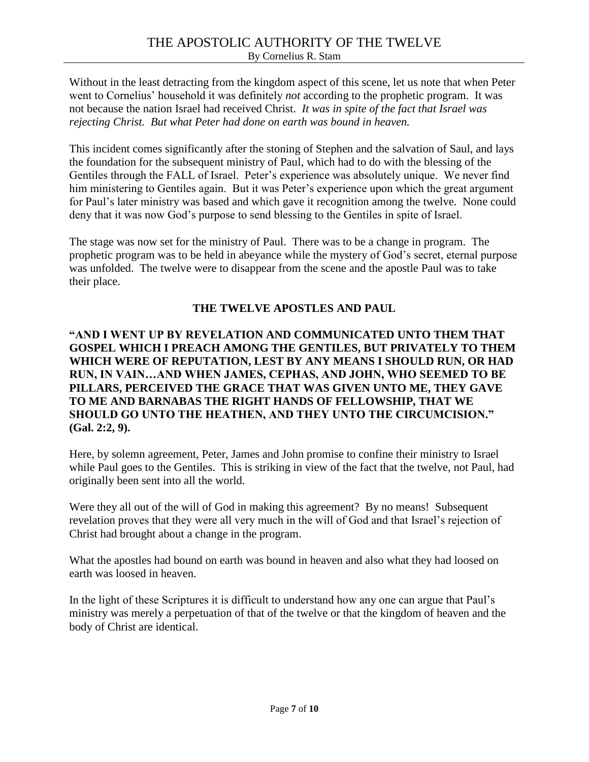Without in the least detracting from the kingdom aspect of this scene, let us note that when Peter went to Cornelius' household it was definitely *not* according to the prophetic program. It was not because the nation Israel had received Christ. *It was in spite of the fact that Israel was rejecting Christ. But what Peter had done on earth was bound in heaven.*

This incident comes significantly after the stoning of Stephen and the salvation of Saul, and lays the foundation for the subsequent ministry of Paul, which had to do with the blessing of the Gentiles through the FALL of Israel. Peter's experience was absolutely unique. We never find him ministering to Gentiles again. But it was Peter's experience upon which the great argument for Paul's later ministry was based and which gave it recognition among the twelve. None could deny that it was now God's purpose to send blessing to the Gentiles in spite of Israel.

The stage was now set for the ministry of Paul. There was to be a change in program. The prophetic program was to be held in abeyance while the mystery of God's secret, eternal purpose was unfolded. The twelve were to disappear from the scene and the apostle Paul was to take their place.

## THE TWELVE APOSTLES AND PAUL

**"AND I WENT UP BY REVELATION AND COMMUNICATED UNTO THEM THAT GOSPEL WHICH I PREACH AMONG THE GENTILES, BUT PRIVATELY TO THEM WHICH WERE OF REPUTATION, LEST BY ANY MEANS I SHOULD RUN, OR HAD RUN, IN VAIN…AND WHEN JAMES, CEPHAS, AND JOHN, WHO SEEMED TO BE PILLARS, PERCEIVED THE GRACE THAT WAS GIVEN UNTO ME, THEY GAVE TO ME AND BARNABAS THE RIGHT HANDS OF FELLOWSHIP, THAT WE SHOULD GO UNTO THE HEATHEN, AND THEY UNTO THE CIRCUMCISION." (Gal. 2:2, 9).**

Here, by solemn agreement, Peter, James and John promise to confine their ministry to Israel while Paul goes to the Gentiles. This is striking in view of the fact that the twelve, not Paul, had originally been sent into all the world.

Were they all out of the will of God in making this agreement? By no means! Subsequent revelation proves that they were all very much in the will of God and that Israel's rejection of Christ had brought about a change in the program.

What the apostles had bound on earth was bound in heaven and also what they had loosed on earth was loosed in heaven.

In the light of these Scriptures it is difficult to understand how any one can argue that Paul's ministry was merely a perpetuation of that of the twelve or that the kingdom of heaven and the body of Christ are identical.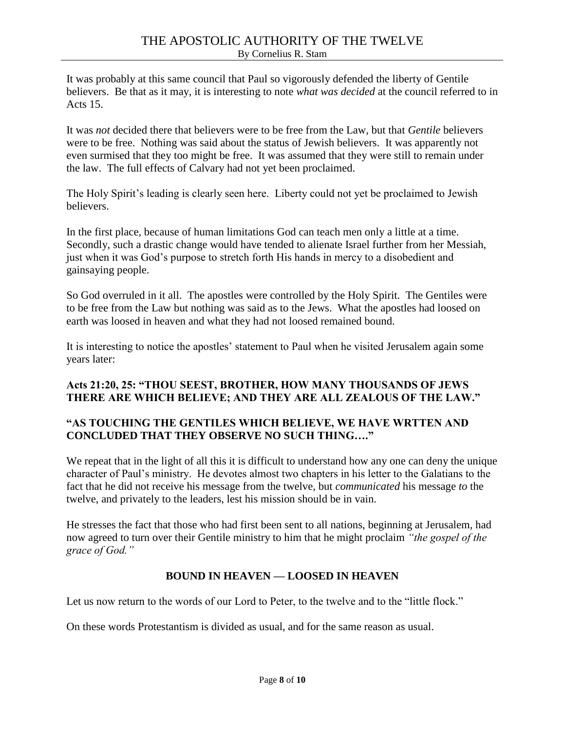It was probably at this same council that Paul so vigorously defended the liberty of Gentile believers. Be that as it may, it is interesting to note *what was decided* at the council referred to in Acts 15.

It was *not* decided there that believers were to be free from the Law, but that *Gentile* believers were to be free. Nothing was said about the status of Jewish believers. It was apparently not even surmised that they too might be free. It was assumed that they were still to remain under the law. The full effects of Calvary had not yet been proclaimed.

The Holy Spirit's leading is clearly seen here. Liberty could not yet be proclaimed to Jewish believers.

In the first place, because of human limitations God can teach men only a little at a time. Secondly, such a drastic change would have tended to alienate Israel further from her Messiah, just when it was God's purpose to stretch forth His hands in mercy to a disobedient and gainsaying people.

So God overruled in it all. The apostles were controlled by the Holy Spirit. The Gentiles were to be free from the Law but nothing was said as to the Jews. What the apostles had loosed on earth was loosed in heaven and what they had not loosed remained bound.

It is interesting to notice the apostles' statement to Paul when he visited Jerusalem again some years later:

**Acts 21:20, 25: "THOU SEEST, BROTHER, HOW MANY THOUSANDS OF JEWS THERE ARE WHICH BELIEVE; AND THEY ARE ALL ZEALOUS OF THE LAW."**

**"AS TOUCHING THE GENTILES WHICH BELIEVE, WE HAVE WRTTEN AND CONCLUDED THAT THEY OBSERVE NO SUCH THING…."**

We repeat that in the light of all this it is difficult to understand how any one can deny the unique character of Paul's ministry. He devotes almost two chapters in his letter to the Galatians to the fact that he did not receive his message from the twelve, but *communicated* his message *to* the twelve, and privately to the leaders, lest his mission should be in vain.

He stresses the fact that those who had first been sent to all nations, beginning at Jerusalem, had now agreed to turn over their Gentile ministry to him that he might proclaim *"the gospel of the grace of God."*

## BOUND IN HEAVEN — LOOSED IN HEAVEN

Let us now return to the words of our Lord to Peter, to the twelve and to the "little flock."

On these words Protestantism is divided as usual, and for the same reason as usual.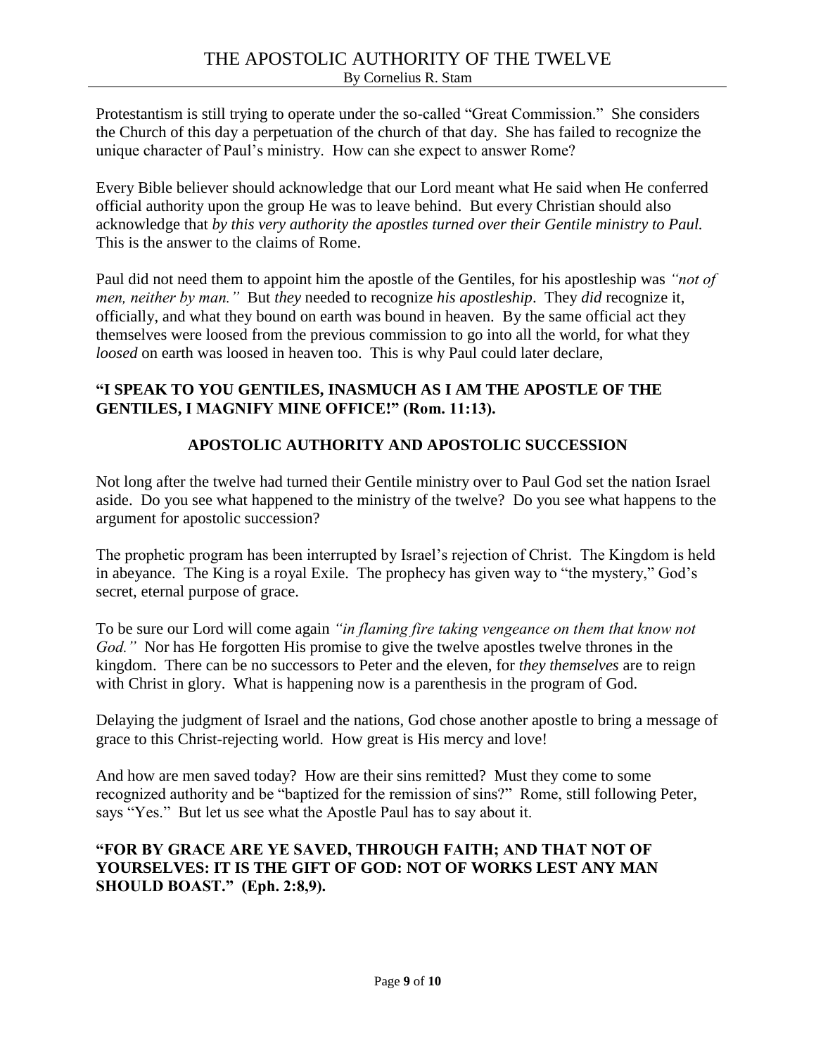Protestantism is still trying to operate under the so-called "Great Commission." She considers the Church of this day a perpetuation of the church of that day. She has failed to recognize the unique character of Paul's ministry. How can she expect to answer Rome?

Every Bible believer should acknowledge that our Lord meant what He said when He conferred official authority upon the group He was to leave behind. But every Christian should also acknowledge that *by this very authority the apostles turned over their Gentile ministry to Paul.* This is the answer to the claims of Rome.

Paul did not need them to appoint him the apostle of the Gentiles, for his apostleship was *"not of men, neither by man."* But *they* needed to recognize *his apostleship*. They *did* recognize it, officially, and what they bound on earth was bound in heaven. By the same official act they themselves were loosed from the previous commission to go into all the world, for what they *loosed* on earth was loosed in heaven too. This is why Paul could later declare,

**"I SPEAK TO YOU GENTILES, INASMUCH AS I AM THE APOSTLE OF THE GENTILES, I MAGNIFY MINE OFFICE!" (Rom. 11:13).**

## APOSTOLIC AUTHORITY AND APOSTOLIC SUCCESSION

Not long after the twelve had turned their Gentile ministry over to Paul God set the nation Israel aside. Do you see what happened to the ministry of the twelve? Do you see what happens to the argument for apostolic succession?

The prophetic program has been interrupted by Israel's rejection of Christ. The Kingdom is held in abeyance. The King is a royal Exile. The prophecy has given way to "the mystery," God's secret, eternal purpose of grace.

To be sure our Lord will come again *"in flaming fire taking vengeance on them that know not God."* Nor has He forgotten His promise to give the twelve apostles twelve thrones in the kingdom. There can be no successors to Peter and the eleven, for *they themselves* are to reign with Christ in glory. What is happening now is a parenthesis in the program of God.

Delaying the judgment of Israel and the nations, God chose another apostle to bring a message of grace to this Christ-rejecting world. How great is His mercy and love!

And how are men saved today? How are their sins remitted? Must they come to some recognized authority and be "baptized for the remission of sins?" Rome, still following Peter, says "Yes." But let us see what the Apostle Paul has to say about it.

**"FOR BY GRACE ARE YE SAVED, THROUGH FAITH; AND THAT NOT OF YOURSELVES: IT IS THE GIFT OF GOD: NOT OF WORKS LEST ANY MAN SHOULD BOAST." (Eph. 2:8,9).**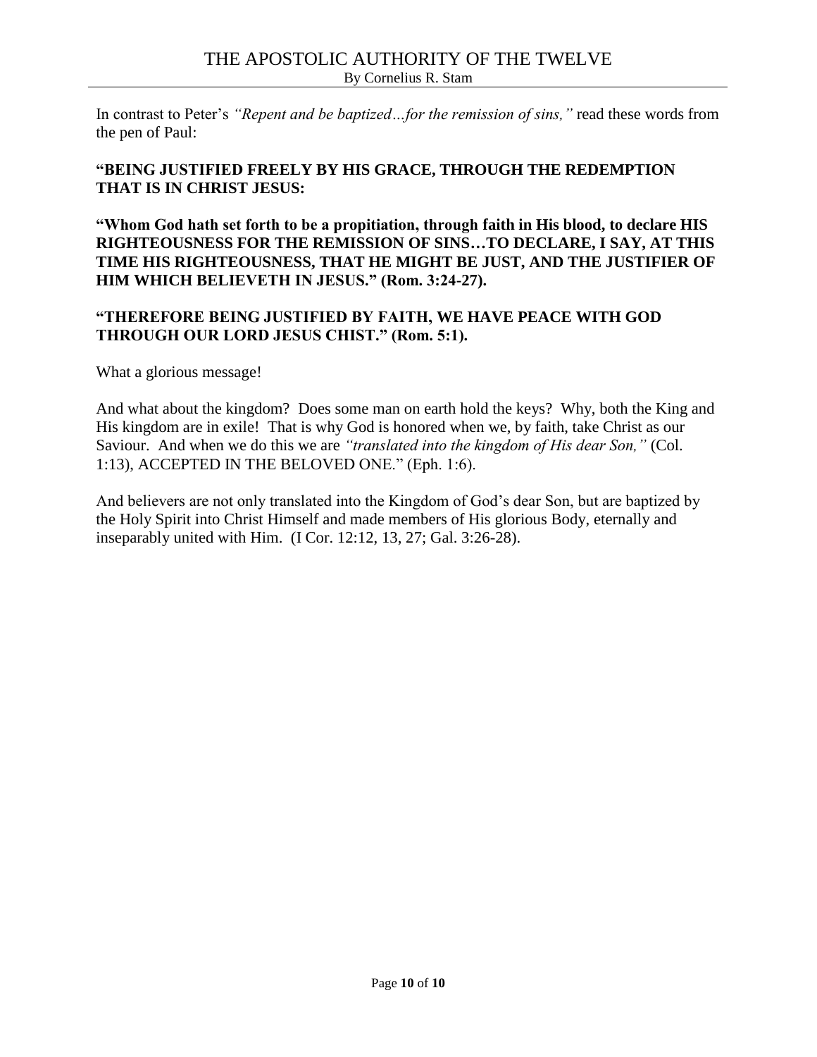In contrast to Peter's *"Repent and be baptized…for the remission of sins,"* read these words from the pen of Paul:

**"BEING JUSTIFIED FREELY BY HIS GRACE, THROUGH THE REDEMPTION THAT IS IN CHRIST JESUS:**

**"Whom God hath set forth to be a propitiation, through faith in His blood, to declare HIS RIGHTEOUSNESS FOR THE REMISSION OF SINS…TO DECLARE, I SAY, AT THIS TIME HIS RIGHTEOUSNESS, THAT HE MIGHT BE JUST, AND THE JUSTIFIER OF HIM WHICH BELIEVETH IN JESUS." (Rom. 3:24-27).**

**"THEREFORE BEING JUSTIFIED BY FAITH, WE HAVE PEACE WITH GOD THROUGH OUR LORD JESUS CHIST." (Rom. 5:1).**

What a glorious message!

And what about the kingdom? Does some man on earth hold the keys? Why, both the King and His kingdom are in exile! That is why God is honored when we, by faith, take Christ as our Saviour. And when we do this we are *"translated into the kingdom of His dear Son,"* (Col. 1:13), ACCEPTED IN THE BELOVED ONE." (Eph. 1:6).

And believers are not only translated into the Kingdom of God's dear Son, but are baptized by the Holy Spirit into Christ Himself and made members of His glorious Body, eternally and inseparably united with Him. (I Cor. 12:12, 13, 27; Gal. 3:26-28).